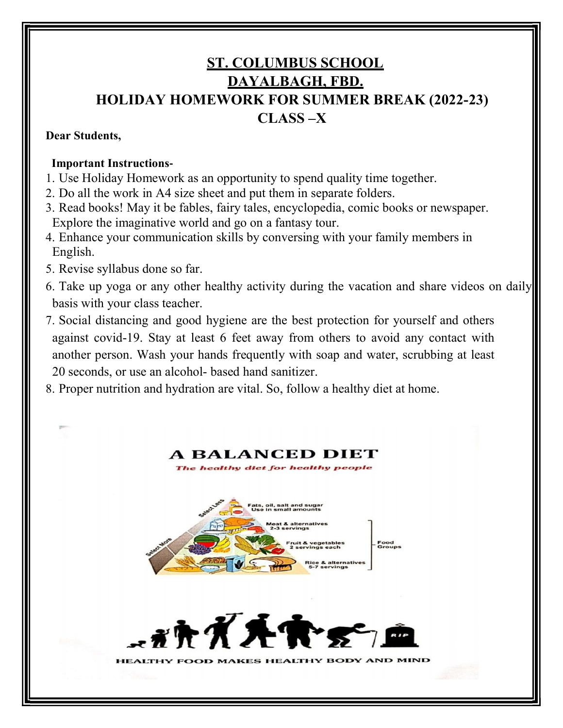# ST. COLUMBUS SCHOOL

## DAYALBAGH, FBD.

## HOLIDAY HOMEWORK FOR SUMMER BREAK (2022-23)

## CLASS –X

**Dear Students,**

**Important Instructions-**

1. Use Holiday Homework as an opportunity to spend quality time together.
2. Do all the work in A4 size sheet and put them in separate folders.
3. Read books! May it be fables, fairy tales, encyclopedia, comic books or newspaper. Explore the imaginative world and go on a fantasy tour.
4. Enhance your communication skills by conversing with your family members in English.
5. Revise syllabus done so far.
6. Take up yoga or any other healthy activity during the vacation and share videos on daily basis with your class teacher.
7. Social distancing and good hygiene are the best protection for yourself and others against covid-19. Stay at least 6 feet away from others to avoid any contact with another person. Wash your hands frequently with soap and water, scrubbing at least 20 seconds, or use an alcohol- based hand sanitizer.
8. Proper nutrition and hydration are vital. So, follow a healthy diet at home.

**A BALANCED DIET**

*The healthy diet for healthy people*

- Select Less
- Fats, oil, salt and sugar – Use in small amounts
- Meat & alternatives – 2-3 servings
- Fruit & vegetables – 2 servings each
- Rice & alternatives – 5-7 servings
- Select More

Food Groups

HEALTHY FOOD MAKES HEALTHY BODY AND MIND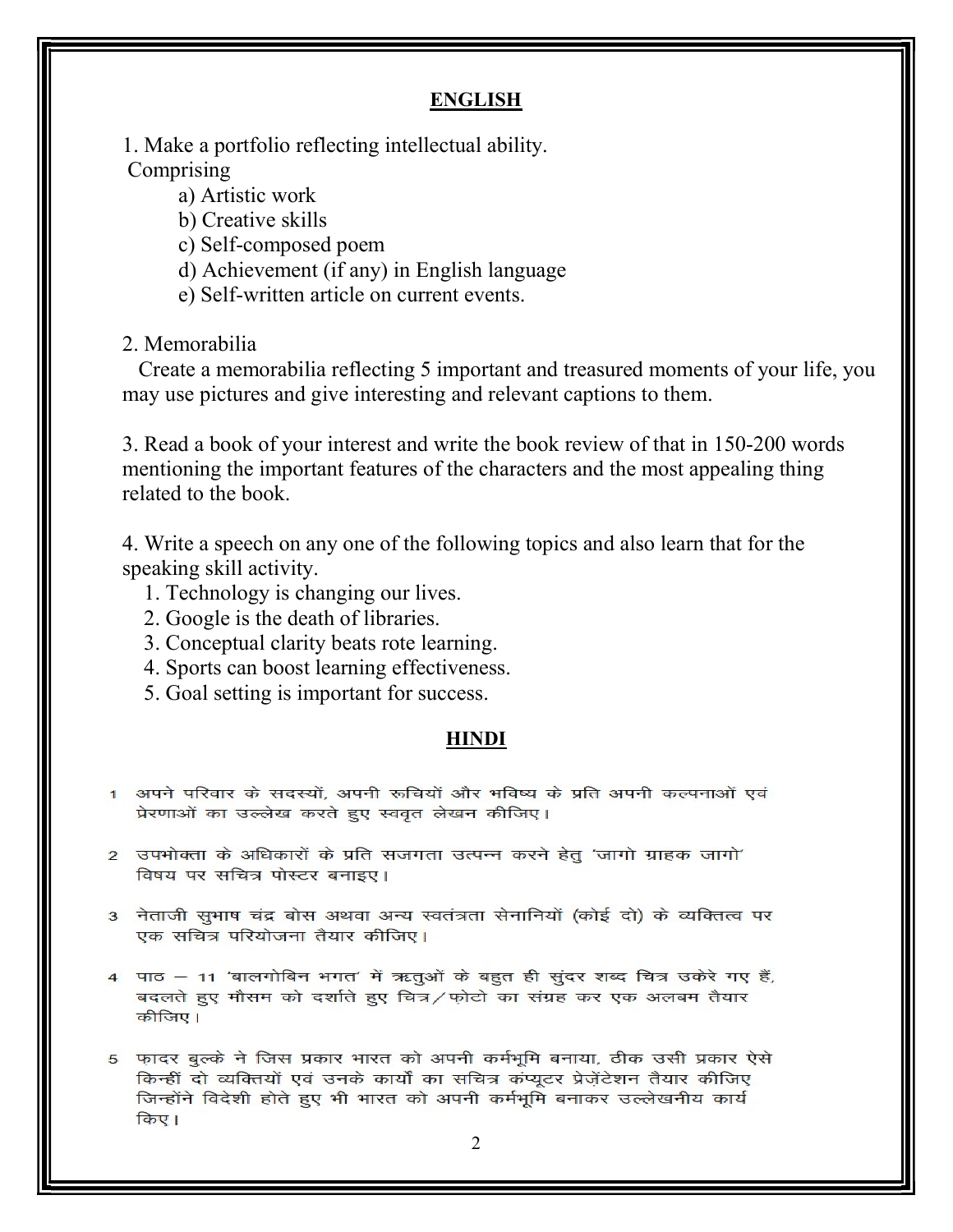## ENGLISH

1. Make a portfolio reflecting intellectual ability.
 Comprising
   a) Artistic work
   b) Creative skills
   c) Self-composed poem
   d) Achievement (if any) in English language
   e) Self-written article on current events.

2. Memorabilia
 Create a memorabilia reflecting 5 important and treasured moments of your life, you may use pictures and give interesting and relevant captions to them.

3. Read a book of your interest and write the book review of that in 150-200 words mentioning the important features of the characters and the most appealing thing related to the book.

4. Write a speech on any one of the following topics and also learn that for the speaking skill activity.
   1. Technology is changing our lives.
   2. Google is the death of libraries.
   3. Conceptual clarity beats rote learning.
   4. Sports can boost learning effectiveness.
   5. Goal setting is important for success.

## HINDI

1. अपने परिवार के सदस्यों, अपनी रूचियों और भविष्य के प्रति अपनी कल्पनाओं एवं प्रेरणाओं का उल्लेख करते हुए स्ववृत लेखन कीजिए।

2. उपभोक्ता के अधिकारों के प्रति सजगता उत्पन्न करने हेतु 'जागो ग्राहक जागो' विषय पर सचित्र पोस्टर बनाइए।

3. नेताजी सुभाष चंद्र बोस अथवा अन्य स्वतंत्रता सेनानियों (कोई दो) के व्यक्तित्व पर एक सचित्र परियोजना तैयार कीजिए।

4. पाठ – 11 'बालगोबिन भगत' में ऋतुओं के बहुत ही सुंदर शब्द चित्र उकेरे गए हैं, बदलते हुए मौसम को दर्शाते हुए चित्र/फ़ोटो का संग्रह कर एक अलबम तैयार कीजिए।

5. फ़ादर बुल्के ने जिस प्रकार भारत को अपनी कर्मभूमि बनाया, ठीक उसी प्रकार ऐसे किन्हीं दो व्यक्तियों एवं उनके कार्यो का सचित्र कंप्यूटर प्रेज़ेंटेशन तैयार कीजिए जिन्होंने विदेशी होते हुए भी भारत को अपनी कर्मभूमि बनाकर उल्लेखनीय कार्य किए।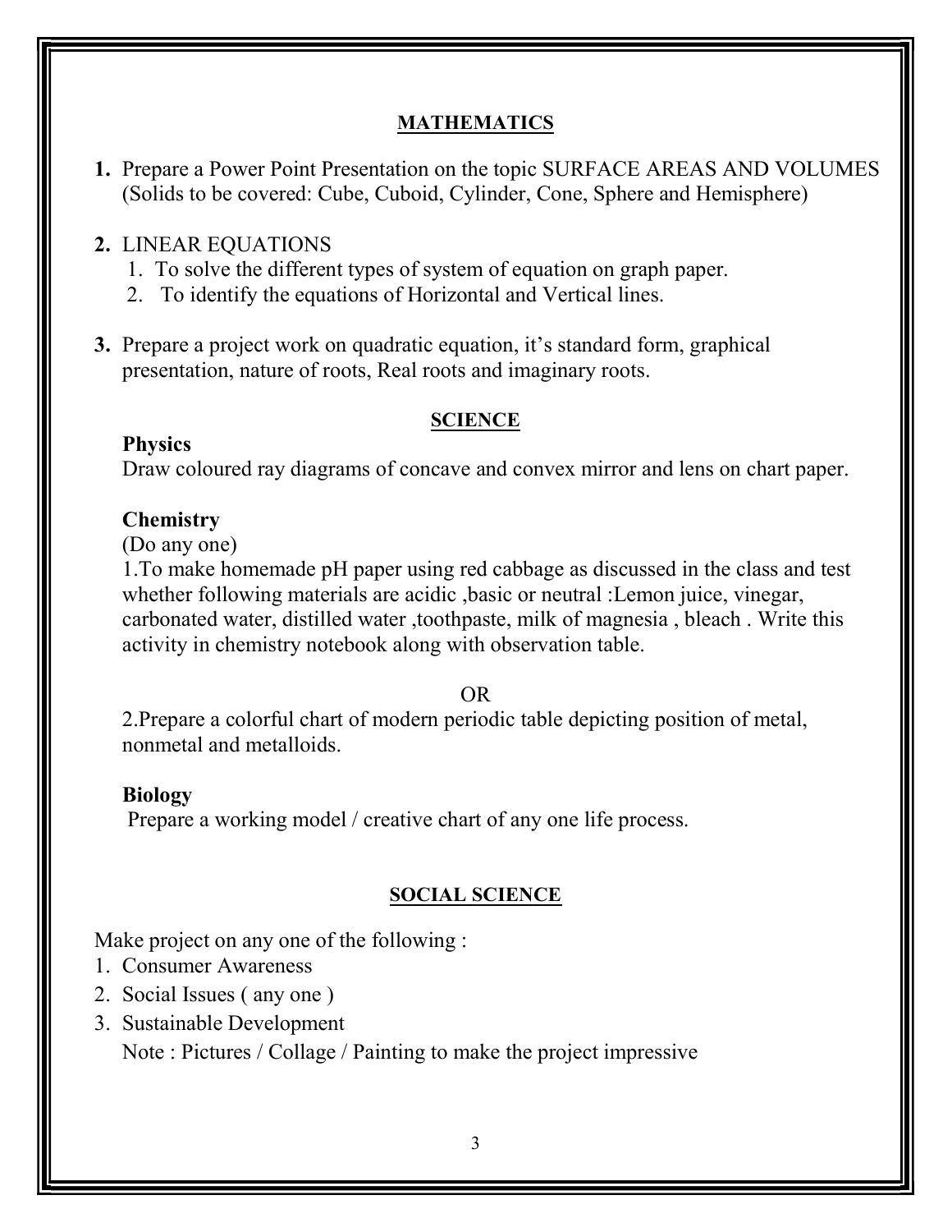## MATHEMATICS

1. Prepare a Power Point Presentation on the topic SURFACE AREAS AND VOLUMES (Solids to be covered: Cube, Cuboid, Cylinder, Cone, Sphere and Hemisphere)

2. LINEAR EQUATIONS
   1. To solve the different types of system of equation on graph paper.
   2. To identify the equations of Horizontal and Vertical lines.

3. Prepare a project work on quadratic equation, it's standard form, graphical presentation, nature of roots, Real roots and imaginary roots.

## SCIENCE

**Physics**

Draw coloured ray diagrams of concave and convex mirror and lens on chart paper.

**Chemistry**

(Do any one)

1.To make homemade pH paper using red cabbage as discussed in the class and test whether following materials are acidic ,basic or neutral :Lemon juice, vinegar, carbonated water, distilled water ,toothpaste, milk of magnesia , bleach . Write this activity in chemistry notebook along with observation table.

OR

2.Prepare a colorful chart of modern periodic table depicting position of metal, nonmetal and metalloids.

**Biology**

Prepare a working model / creative chart of any one life process.

## SOCIAL SCIENCE

Make project on any one of the following :

1. Consumer Awareness
2. Social Issues ( any one )
3. Sustainable Development

   Note : Pictures / Collage / Painting to make the project impressive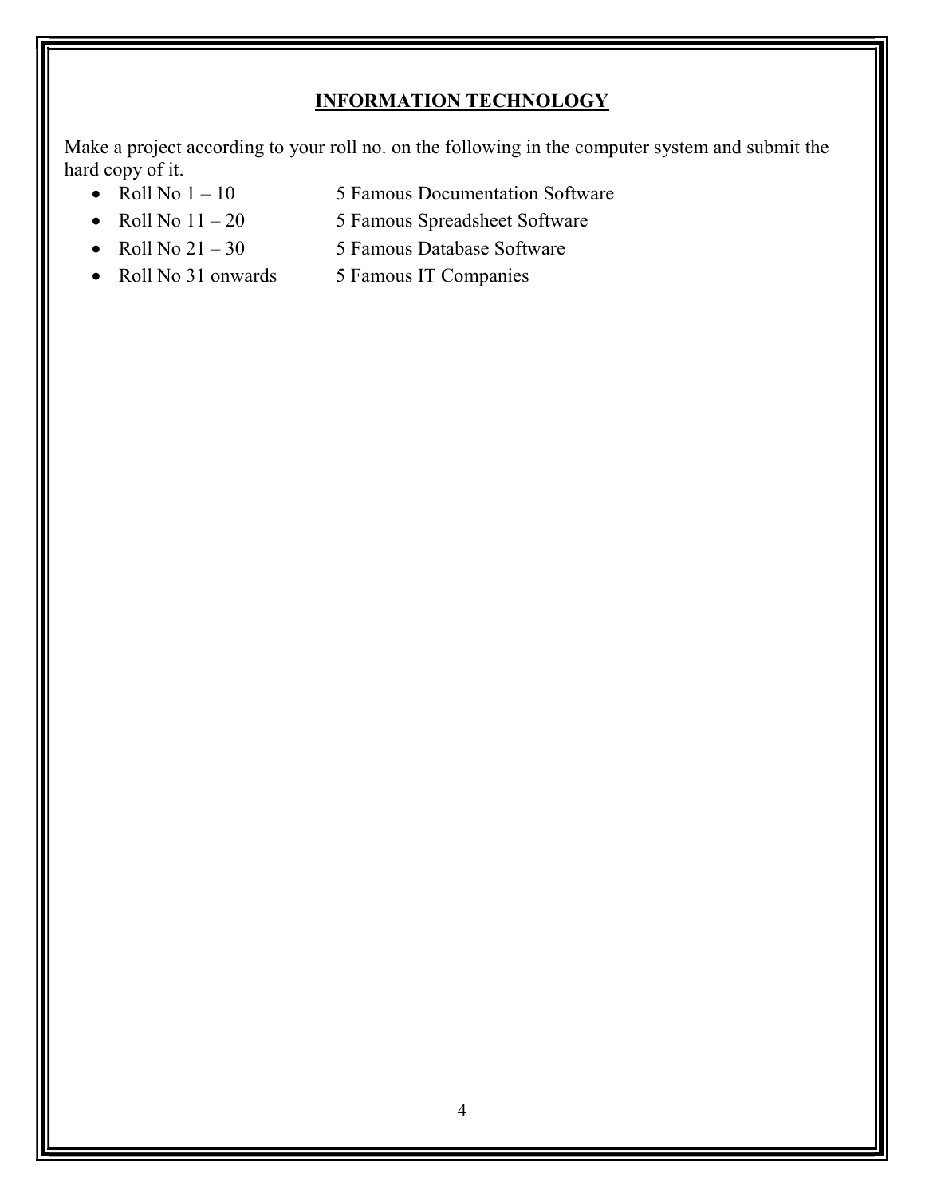## INFORMATION TECHNOLOGY

Make a project according to your roll no. on the following in the computer system and submit the hard copy of it.

- Roll No 1 – 10 — 5 Famous Documentation Software
- Roll No 11 – 20 — 5 Famous Spreadsheet Software
- Roll No 21 – 30 — 5 Famous Database Software
- Roll No 31 onwards — 5 Famous IT Companies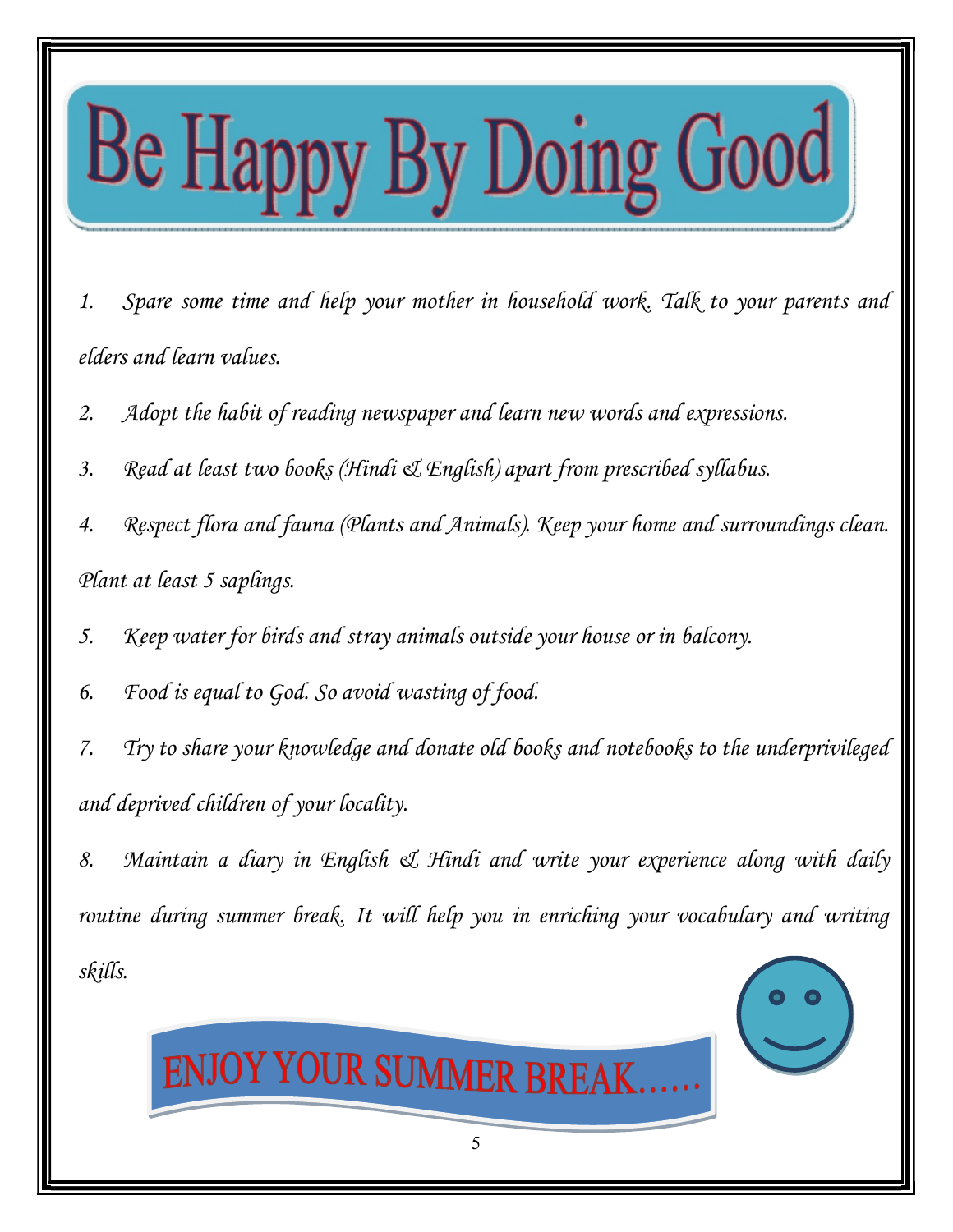# Be Happy By Doing Good

1. *Spare some time and help your mother in household work. Talk to your parents and elders and learn values.*
2. *Adopt the habit of reading newspaper and learn new words and expressions.*
3. *Read at least two books (Hindi & English) apart from prescribed syllabus.*
4. *Respect flora and fauna (Plants and Animals). Keep your home and surroundings clean. Plant at least 5 saplings.*
5. *Keep water for birds and stray animals outside your house or in balcony.*
6. *Food is equal to God. So avoid wasting of food.*
7. *Try to share your knowledge and donate old books and notebooks to the underprivileged and deprived children of your locality.*
8. *Maintain a diary in English & Hindi and write your experience along with daily routine during summer break. It will help you in enriching your vocabulary and writing skills.*

**ENJOY YOUR SUMMER BREAK……**